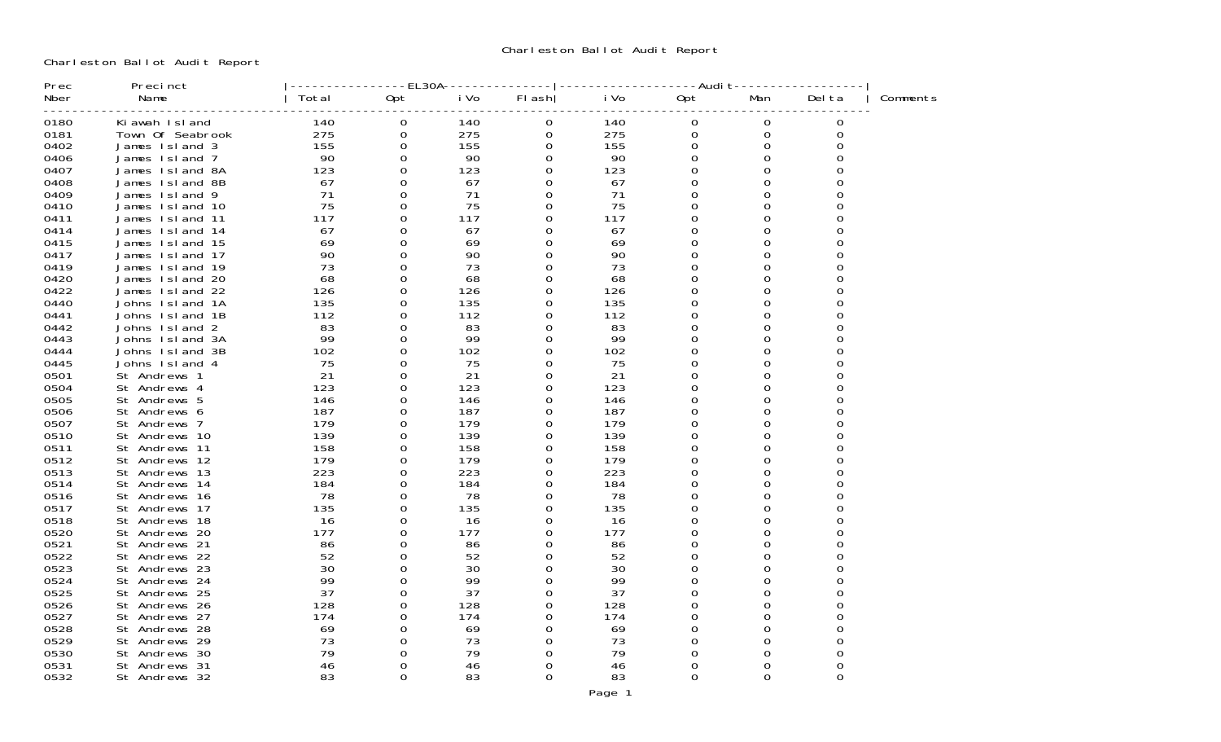# Charleston Ballot Audit Report

Charleston Ballot Audit Report

| Prec Nber | Precinct Name | EL30A Total | EL30A Opt | EL30A iVo | EL30A Flash | Audit iVo | Audit Opt | Audit Man | Audit Delta | Comments |
|---|---|---|---|---|---|---|---|---|---|---|
| 0180 | Kiawah Island | 140 | 0 | 140 | 0 | 140 | 0 | 0 | 0 | |
| 0181 | Town Of Seabrook | 275 | 0 | 275 | 0 | 275 | 0 | 0 | 0 | |
| 0402 | James Island 3 | 155 | 0 | 155 | 0 | 155 | 0 | 0 | 0 | |
| 0406 | James Island 7 | 90 | 0 | 90 | 0 | 90 | 0 | 0 | 0 | |
| 0407 | James Island 8A | 123 | 0 | 123 | 0 | 123 | 0 | 0 | 0 | |
| 0408 | James Island 8B | 67 | 0 | 67 | 0 | 67 | 0 | 0 | 0 | |
| 0409 | James Island 9 | 71 | 0 | 71 | 0 | 71 | 0 | 0 | 0 | |
| 0410 | James Island 10 | 75 | 0 | 75 | 0 | 75 | 0 | 0 | 0 | |
| 0411 | James Island 11 | 117 | 0 | 117 | 0 | 117 | 0 | 0 | 0 | |
| 0414 | James Island 14 | 67 | 0 | 67 | 0 | 67 | 0 | 0 | 0 | |
| 0415 | James Island 15 | 69 | 0 | 69 | 0 | 69 | 0 | 0 | 0 | |
| 0417 | James Island 17 | 90 | 0 | 90 | 0 | 90 | 0 | 0 | 0 | |
| 0419 | James Island 19 | 73 | 0 | 73 | 0 | 73 | 0 | 0 | 0 | |
| 0420 | James Island 20 | 68 | 0 | 68 | 0 | 68 | 0 | 0 | 0 | |
| 0422 | James Island 22 | 126 | 0 | 126 | 0 | 126 | 0 | 0 | 0 | |
| 0440 | Johns Island 1A | 135 | 0 | 135 | 0 | 135 | 0 | 0 | 0 | |
| 0441 | Johns Island 1B | 112 | 0 | 112 | 0 | 112 | 0 | 0 | 0 | |
| 0442 | Johns Island 2 | 83 | 0 | 83 | 0 | 83 | 0 | 0 | 0 | |
| 0443 | Johns Island 3A | 99 | 0 | 99 | 0 | 99 | 0 | 0 | 0 | |
| 0444 | Johns Island 3B | 102 | 0 | 102 | 0 | 102 | 0 | 0 | 0 | |
| 0445 | Johns Island 4 | 75 | 0 | 75 | 0 | 75 | 0 | 0 | 0 | |
| 0501 | St Andrews 1 | 21 | 0 | 21 | 0 | 21 | 0 | 0 | 0 | |
| 0504 | St Andrews 4 | 123 | 0 | 123 | 0 | 123 | 0 | 0 | 0 | |
| 0505 | St Andrews 5 | 146 | 0 | 146 | 0 | 146 | 0 | 0 | 0 | |
| 0506 | St Andrews 6 | 187 | 0 | 187 | 0 | 187 | 0 | 0 | 0 | |
| 0507 | St Andrews 7 | 179 | 0 | 179 | 0 | 179 | 0 | 0 | 0 | |
| 0510 | St Andrews 10 | 139 | 0 | 139 | 0 | 139 | 0 | 0 | 0 | |
| 0511 | St Andrews 11 | 158 | 0 | 158 | 0 | 158 | 0 | 0 | 0 | |
| 0512 | St Andrews 12 | 179 | 0 | 179 | 0 | 179 | 0 | 0 | 0 | |
| 0513 | St Andrews 13 | 223 | 0 | 223 | 0 | 223 | 0 | 0 | 0 | |
| 0514 | St Andrews 14 | 184 | 0 | 184 | 0 | 184 | 0 | 0 | 0 | |
| 0516 | St Andrews 16 | 78 | 0 | 78 | 0 | 78 | 0 | 0 | 0 | |
| 0517 | St Andrews 17 | 135 | 0 | 135 | 0 | 135 | 0 | 0 | 0 | |
| 0518 | St Andrews 18 | 16 | 0 | 16 | 0 | 16 | 0 | 0 | 0 | |
| 0520 | St Andrews 20 | 177 | 0 | 177 | 0 | 177 | 0 | 0 | 0 | |
| 0521 | St Andrews 21 | 86 | 0 | 86 | 0 | 86 | 0 | 0 | 0 | |
| 0522 | St Andrews 22 | 52 | 0 | 52 | 0 | 52 | 0 | 0 | 0 | |
| 0523 | St Andrews 23 | 30 | 0 | 30 | 0 | 30 | 0 | 0 | 0 | |
| 0524 | St Andrews 24 | 99 | 0 | 99 | 0 | 99 | 0 | 0 | 0 | |
| 0525 | St Andrews 25 | 37 | 0 | 37 | 0 | 37 | 0 | 0 | 0 | |
| 0526 | St Andrews 26 | 128 | 0 | 128 | 0 | 128 | 0 | 0 | 0 | |
| 0527 | St Andrews 27 | 174 | 0 | 174 | 0 | 174 | 0 | 0 | 0 | |
| 0528 | St Andrews 28 | 69 | 0 | 69 | 0 | 69 | 0 | 0 | 0 | |
| 0529 | St Andrews 29 | 73 | 0 | 73 | 0 | 73 | 0 | 0 | 0 | |
| 0530 | St Andrews 30 | 79 | 0 | 79 | 0 | 79 | 0 | 0 | 0 | |
| 0531 | St Andrews 31 | 46 | 0 | 46 | 0 | 46 | 0 | 0 | 0 | |
| 0532 | St Andrews 32 | 83 | 0 | 83 | 0 | 83 | 0 | 0 | 0 | |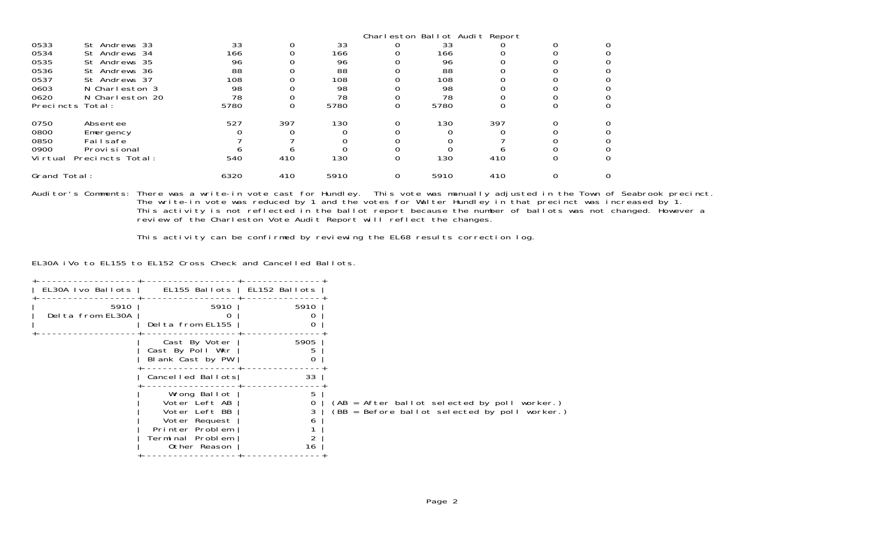# Charleston Ballot Audit Report

| | | | | | | | | | |
|---|---|---|---|---|---|---|---|---|---|
| 0533 | St Andrews 33 | 33 | 0 | 33 | 0 | 33 | 0 | 0 | 0 |
| 0534 | St Andrews 34 | 166 | 0 | 166 | 0 | 166 | 0 | 0 | 0 |
| 0535 | St Andrews 35 | 96 | 0 | 96 | 0 | 96 | 0 | 0 | 0 |
| 0536 | St Andrews 36 | 88 | 0 | 88 | 0 | 88 | 0 | 0 | 0 |
| 0537 | St Andrews 37 | 108 | 0 | 108 | 0 | 108 | 0 | 0 | 0 |
| 0603 | N Charleston 3 | 98 | 0 | 98 | 0 | 98 | 0 | 0 | 0 |
| 0620 | N Charleston 20 | 78 | 0 | 78 | 0 | 78 | 0 | 0 | 0 |
| Precincts Total: | | 5780 | 0 | 5780 | 0 | 5780 | 0 | 0 | 0 |
| 0750 | Absentee | 527 | 397 | 130 | 0 | 130 | 397 | 0 | 0 |
| 0800 | Emergency | 0 | 0 | 0 | 0 | 0 | 0 | 0 | 0 |
| 0850 | Failsafe | 7 | 7 | 0 | 0 | 0 | 7 | 0 | 0 |
| 0900 | Provisional | 6 | 6 | 0 | 0 | 0 | 6 | 0 | 0 |
| Virtual Precincts Total: | | 540 | 410 | 130 | 0 | 130 | 410 | 0 | 0 |
| Grand Total: | | 6320 | 410 | 5910 | 0 | 5910 | 410 | 0 | 0 |

Auditor's Comments: There was a write-in vote cast for Hundley. This vote was manually adjusted in the Town of Seabrook precinct. The write-in vote was reduced by 1 and the votes for Walter Hundley in that precinct was increased by 1. This activity is not reflected in the ballot report because the number of ballots was not changed. However a review of the Charleston Vote Audit Report will reflect the changes.

This activity can be confirmed by reviewing the EL68 results correction log.

EL30A iVo to EL155 to EL152 Cross Check and Cancelled Ballots.

| EL30A Ivo Ballots | EL155 Ballots | EL152 Ballots |
|---|---|---|
| 5910 | 5910 | 5910 |
| Delta from EL30A | 0 | 0 |
| | Delta from EL155 | 0 |
| | Cast By Voter | 5905 |
| | Cast By Poll Wkr | 5 |
| | Blank Cast by PW | 0 |
| | Cancelled Ballots | 33 |
| | Wrong Ballot | 5 |
| | Voter Left AB | 0 |
| | Voter Left BB | 3 |
| | Voter Request | 6 |
| | Printer Problem | 1 |
| | Terminal Problem | 2 |
| | Other Reason | 16 |

(AB = After ballot selected by poll worker.)
(BB = Before ballot selected by poll worker.)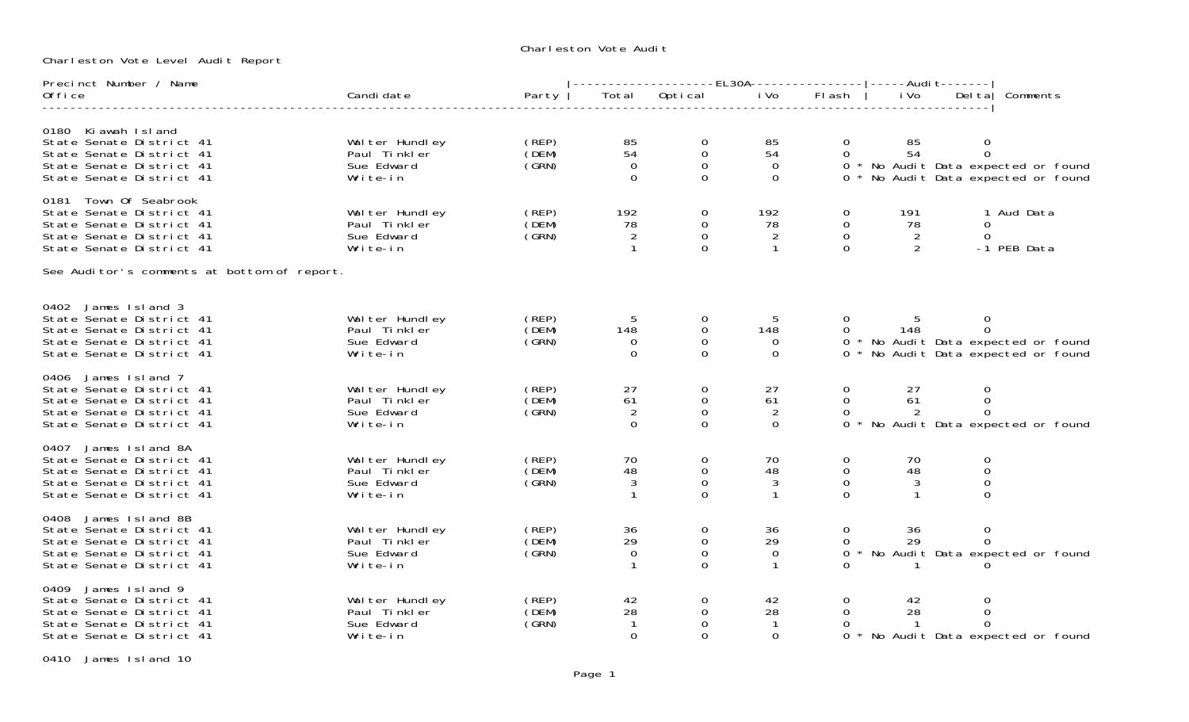# Charleston Vote Audit

## Charleston Vote Level Audit Report

| Precinct Number / Name<br>Office | Candidate | Party | EL30A<br>Total | <br>Optical | <br>iVo | <br>Flash | Audit<br>iVo | <br>Delta | Comments |
|---|---|---|---|---|---|---|---|---|---|
| **0180 Kiawah Island** | | | | | | | | | |
| State Senate District 41 | Walter Hundley | (REP) | 85 | 0 | 85 | 0 | 85 | 0 | |
| State Senate District 41 | Paul Tinkler | (DEM) | 54 | 0 | 54 | 0 | 54 | 0 | |
| State Senate District 41 | Sue Edward | (GRN) | 0 | 0 | 0 | 0 * | No Audit Data expected or found | | |
| State Senate District 41 | Write-in | | 0 | 0 | 0 | 0 * | No Audit Data expected or found | | |
| **0181 Town Of Seabrook** | | | | | | | | | |
| State Senate District 41 | Walter Hundley | (REP) | 192 | 0 | 192 | 0 | 191 | 1 | Aud Data |
| State Senate District 41 | Paul Tinkler | (DEM) | 78 | 0 | 78 | 0 | 78 | 0 | |
| State Senate District 41 | Sue Edward | (GRN) | 2 | 0 | 2 | 0 | 2 | 0 | |
| State Senate District 41 | Write-in | | 1 | 0 | 1 | 0 | 2 | -1 | PEB Data |
| See Auditor's comments at bottom of report. | | | | | | | | | |
| **0402 James Island 3** | | | | | | | | | |
| State Senate District 41 | Walter Hundley | (REP) | 5 | 0 | 5 | 0 | 5 | 0 | |
| State Senate District 41 | Paul Tinkler | (DEM) | 148 | 0 | 148 | 0 | 148 | 0 | |
| State Senate District 41 | Sue Edward | (GRN) | 0 | 0 | 0 | 0 * | No Audit Data expected or found | | |
| State Senate District 41 | Write-in | | 0 | 0 | 0 | 0 * | No Audit Data expected or found | | |
| **0406 James Island 7** | | | | | | | | | |
| State Senate District 41 | Walter Hundley | (REP) | 27 | 0 | 27 | 0 | 27 | 0 | |
| State Senate District 41 | Paul Tinkler | (DEM) | 61 | 0 | 61 | 0 | 61 | 0 | |
| State Senate District 41 | Sue Edward | (GRN) | 2 | 0 | 2 | 0 | 2 | 0 | |
| State Senate District 41 | Write-in | | 0 | 0 | 0 | 0 * | No Audit Data expected or found | | |
| **0407 James Island 8A** | | | | | | | | | |
| State Senate District 41 | Walter Hundley | (REP) | 70 | 0 | 70 | 0 | 70 | 0 | |
| State Senate District 41 | Paul Tinkler | (DEM) | 48 | 0 | 48 | 0 | 48 | 0 | |
| State Senate District 41 | Sue Edward | (GRN) | 3 | 0 | 3 | 0 | 3 | 0 | |
| State Senate District 41 | Write-in | | 1 | 0 | 1 | 0 | 1 | 0 | |
| **0408 James Island 8B** | | | | | | | | | |
| State Senate District 41 | Walter Hundley | (REP) | 36 | 0 | 36 | 0 | 36 | 0 | |
| State Senate District 41 | Paul Tinkler | (DEM) | 29 | 0 | 29 | 0 | 29 | 0 | |
| State Senate District 41 | Sue Edward | (GRN) | 0 | 0 | 0 | 0 * | No Audit Data expected or found | | |
| State Senate District 41 | Write-in | | 1 | 0 | 1 | 0 | 1 | 0 | |
| **0409 James Island 9** | | | | | | | | | |
| State Senate District 41 | Walter Hundley | (REP) | 42 | 0 | 42 | 0 | 42 | 0 | |
| State Senate District 41 | Paul Tinkler | (DEM) | 28 | 0 | 28 | 0 | 28 | 0 | |
| State Senate District 41 | Sue Edward | (GRN) | 1 | 0 | 1 | 0 | 1 | 0 | |
| State Senate District 41 | Write-in | | 0 | 0 | 0 | 0 * | No Audit Data expected or found | | |
| **0410 James Island 10** | | | | | | | | | |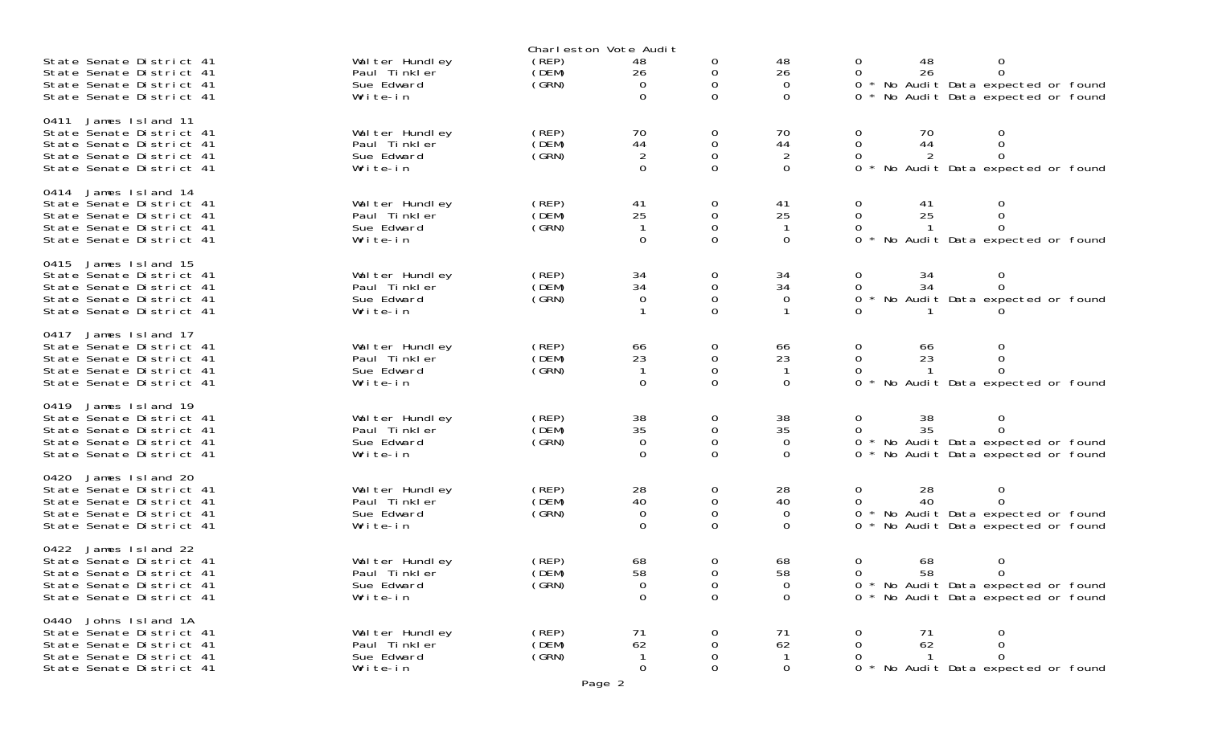Charleston Vote Audit

| | | | | | | | | |
|---|---|---|---|---|---|---|---|---|
| State Senate District 41 | Walter Hundley | (REP) | 48 | 0 | 48 | 0 | 48 | 0 |
| State Senate District 41 | Paul Tinkler | (DEM) | 26 | 0 | 26 | 0 | 26 | 0 |
| State Senate District 41 | Sue Edward | (GRN) | 0 | 0 | 0 | 0 * No Audit Data expected or found | | |
| State Senate District 41 | Write-in | | 0 | 0 | 0 | 0 * No Audit Data expected or found | | |
| **0411 James Island 11** | | | | | | | | |
| State Senate District 41 | Walter Hundley | (REP) | 70 | 0 | 70 | 0 | 70 | 0 |
| State Senate District 41 | Paul Tinkler | (DEM) | 44 | 0 | 44 | 0 | 44 | 0 |
| State Senate District 41 | Sue Edward | (GRN) | 2 | 0 | 2 | 0 | 2 | 0 |
| State Senate District 41 | Write-in | | 0 | 0 | 0 | 0 * No Audit Data expected or found | | |
| **0414 James Island 14** | | | | | | | | |
| State Senate District 41 | Walter Hundley | (REP) | 41 | 0 | 41 | 0 | 41 | 0 |
| State Senate District 41 | Paul Tinkler | (DEM) | 25 | 0 | 25 | 0 | 25 | 0 |
| State Senate District 41 | Sue Edward | (GRN) | 1 | 0 | 1 | 0 | 1 | 0 |
| State Senate District 41 | Write-in | | 0 | 0 | 0 | 0 * No Audit Data expected or found | | |
| **0415 James Island 15** | | | | | | | | |
| State Senate District 41 | Walter Hundley | (REP) | 34 | 0 | 34 | 0 | 34 | 0 |
| State Senate District 41 | Paul Tinkler | (DEM) | 34 | 0 | 34 | 0 | 34 | 0 |
| State Senate District 41 | Sue Edward | (GRN) | 0 | 0 | 0 | 0 * No Audit Data expected or found | | |
| State Senate District 41 | Write-in | | 1 | 0 | 1 | 0 | 1 | 0 |
| **0417 James Island 17** | | | | | | | | |
| State Senate District 41 | Walter Hundley | (REP) | 66 | 0 | 66 | 0 | 66 | 0 |
| State Senate District 41 | Paul Tinkler | (DEM) | 23 | 0 | 23 | 0 | 23 | 0 |
| State Senate District 41 | Sue Edward | (GRN) | 1 | 0 | 1 | 0 | 1 | 0 |
| State Senate District 41 | Write-in | | 0 | 0 | 0 | 0 * No Audit Data expected or found | | |
| **0419 James Island 19** | | | | | | | | |
| State Senate District 41 | Walter Hundley | (REP) | 38 | 0 | 38 | 0 | 38 | 0 |
| State Senate District 41 | Paul Tinkler | (DEM) | 35 | 0 | 35 | 0 | 35 | 0 |
| State Senate District 41 | Sue Edward | (GRN) | 0 | 0 | 0 | 0 * No Audit Data expected or found | | |
| State Senate District 41 | Write-in | | 0 | 0 | 0 | 0 * No Audit Data expected or found | | |
| **0420 James Island 20** | | | | | | | | |
| State Senate District 41 | Walter Hundley | (REP) | 28 | 0 | 28 | 0 | 28 | 0 |
| State Senate District 41 | Paul Tinkler | (DEM) | 40 | 0 | 40 | 0 | 40 | 0 |
| State Senate District 41 | Sue Edward | (GRN) | 0 | 0 | 0 | 0 * No Audit Data expected or found | | |
| State Senate District 41 | Write-in | | 0 | 0 | 0 | 0 * No Audit Data expected or found | | |
| **0422 James Island 22** | | | | | | | | |
| State Senate District 41 | Walter Hundley | (REP) | 68 | 0 | 68 | 0 | 68 | 0 |
| State Senate District 41 | Paul Tinkler | (DEM) | 58 | 0 | 58 | 0 | 58 | 0 |
| State Senate District 41 | Sue Edward | (GRN) | 0 | 0 | 0 | 0 * No Audit Data expected or found | | |
| State Senate District 41 | Write-in | | 0 | 0 | 0 | 0 * No Audit Data expected or found | | |
| **0440 Johns Island 1A** | | | | | | | | |
| State Senate District 41 | Walter Hundley | (REP) | 71 | 0 | 71 | 0 | 71 | 0 |
| State Senate District 41 | Paul Tinkler | (DEM) | 62 | 0 | 62 | 0 | 62 | 0 |
| State Senate District 41 | Sue Edward | (GRN) | 1 | 0 | 1 | 0 | 1 | 0 |
| State Senate District 41 | Write-in | | 0 | 0 | 0 | 0 * No Audit Data expected or found | | |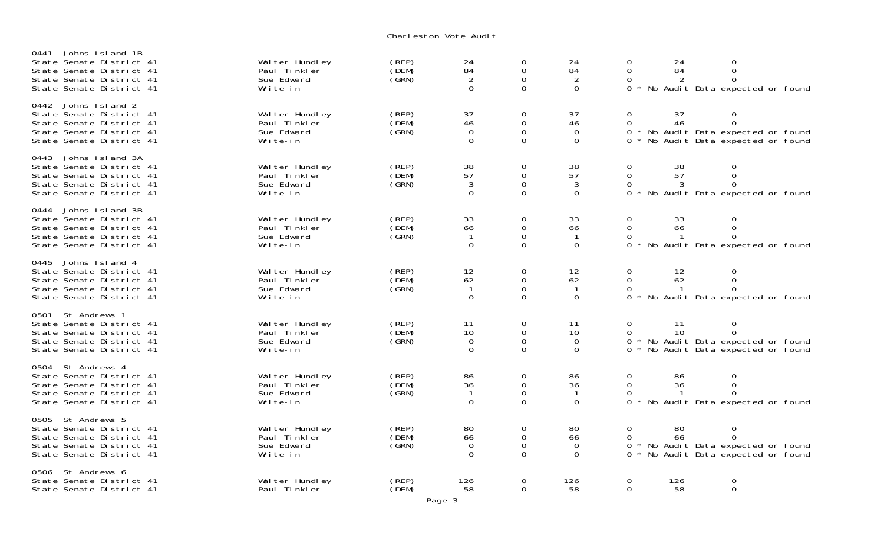Charleston Vote Audit

0441 Johns Island 1B

| | | | | | | | | |
|---|---|---|---|---|---|---|---|---|
| State Senate District 41 | Walter Hundley | (REP) | 24 | 0 | 24 | 0 | 24 | 0 |
| State Senate District 41 | Paul Tinkler | (DEM) | 84 | 0 | 84 | 0 | 84 | 0 |
| State Senate District 41 | Sue Edward | (GRN) | 2 | 0 | 2 | 0 | 2 | 0 |
| State Senate District 41 | Write-in | | 0 | 0 | 0 | 0 * No Audit Data expected or found | | |

0442 Johns Island 2

| | | | | | | | | |
|---|---|---|---|---|---|---|---|---|
| State Senate District 41 | Walter Hundley | (REP) | 37 | 0 | 37 | 0 | 37 | 0 |
| State Senate District 41 | Paul Tinkler | (DEM) | 46 | 0 | 46 | 0 | 46 | 0 |
| State Senate District 41 | Sue Edward | (GRN) | 0 | 0 | 0 | 0 * No Audit Data expected or found | | |
| State Senate District 41 | Write-in | | 0 | 0 | 0 | 0 * No Audit Data expected or found | | |

0443 Johns Island 3A

| | | | | | | | | |
|---|---|---|---|---|---|---|---|---|
| State Senate District 41 | Walter Hundley | (REP) | 38 | 0 | 38 | 0 | 38 | 0 |
| State Senate District 41 | Paul Tinkler | (DEM) | 57 | 0 | 57 | 0 | 57 | 0 |
| State Senate District 41 | Sue Edward | (GRN) | 3 | 0 | 3 | 0 | 3 | 0 |
| State Senate District 41 | Write-in | | 0 | 0 | 0 | 0 * No Audit Data expected or found | | |

0444 Johns Island 3B

| | | | | | | | | |
|---|---|---|---|---|---|---|---|---|
| State Senate District 41 | Walter Hundley | (REP) | 33 | 0 | 33 | 0 | 33 | 0 |
| State Senate District 41 | Paul Tinkler | (DEM) | 66 | 0 | 66 | 0 | 66 | 0 |
| State Senate District 41 | Sue Edward | (GRN) | 1 | 0 | 1 | 0 | 1 | 0 |
| State Senate District 41 | Write-in | | 0 | 0 | 0 | 0 * No Audit Data expected or found | | |

0445 Johns Island 4

| | | | | | | | | |
|---|---|---|---|---|---|---|---|---|
| State Senate District 41 | Walter Hundley | (REP) | 12 | 0 | 12 | 0 | 12 | 0 |
| State Senate District 41 | Paul Tinkler | (DEM) | 62 | 0 | 62 | 0 | 62 | 0 |
| State Senate District 41 | Sue Edward | (GRN) | 1 | 0 | 1 | 0 | 1 | 0 |
| State Senate District 41 | Write-in | | 0 | 0 | 0 | 0 * No Audit Data expected or found | | |

0501 St Andrews 1

| | | | | | | | | |
|---|---|---|---|---|---|---|---|---|
| State Senate District 41 | Walter Hundley | (REP) | 11 | 0 | 11 | 0 | 11 | 0 |
| State Senate District 41 | Paul Tinkler | (DEM) | 10 | 0 | 10 | 0 | 10 | 0 |
| State Senate District 41 | Sue Edward | (GRN) | 0 | 0 | 0 | 0 * No Audit Data expected or found | | |
| State Senate District 41 | Write-in | | 0 | 0 | 0 | 0 * No Audit Data expected or found | | |

0504 St Andrews 4

| | | | | | | | | |
|---|---|---|---|---|---|---|---|---|
| State Senate District 41 | Walter Hundley | (REP) | 86 | 0 | 86 | 0 | 86 | 0 |
| State Senate District 41 | Paul Tinkler | (DEM) | 36 | 0 | 36 | 0 | 36 | 0 |
| State Senate District 41 | Sue Edward | (GRN) | 1 | 0 | 1 | 0 | 1 | 0 |
| State Senate District 41 | Write-in | | 0 | 0 | 0 | 0 * No Audit Data expected or found | | |

0505 St Andrews 5

| | | | | | | | | |
|---|---|---|---|---|---|---|---|---|
| State Senate District 41 | Walter Hundley | (REP) | 80 | 0 | 80 | 0 | 80 | 0 |
| State Senate District 41 | Paul Tinkler | (DEM) | 66 | 0 | 66 | 0 | 66 | 0 |
| State Senate District 41 | Sue Edward | (GRN) | 0 | 0 | 0 | 0 * No Audit Data expected or found | | |
| State Senate District 41 | Write-in | | 0 | 0 | 0 | 0 * No Audit Data expected or found | | |

0506 St Andrews 6

| | | | | | | | | |
|---|---|---|---|---|---|---|---|---|
| State Senate District 41 | Walter Hundley | (REP) | 126 | 0 | 126 | 0 | 126 | 0 |
| State Senate District 41 | Paul Tinkler | (DEM) | 58 | 0 | 58 | 0 | 58 | 0 |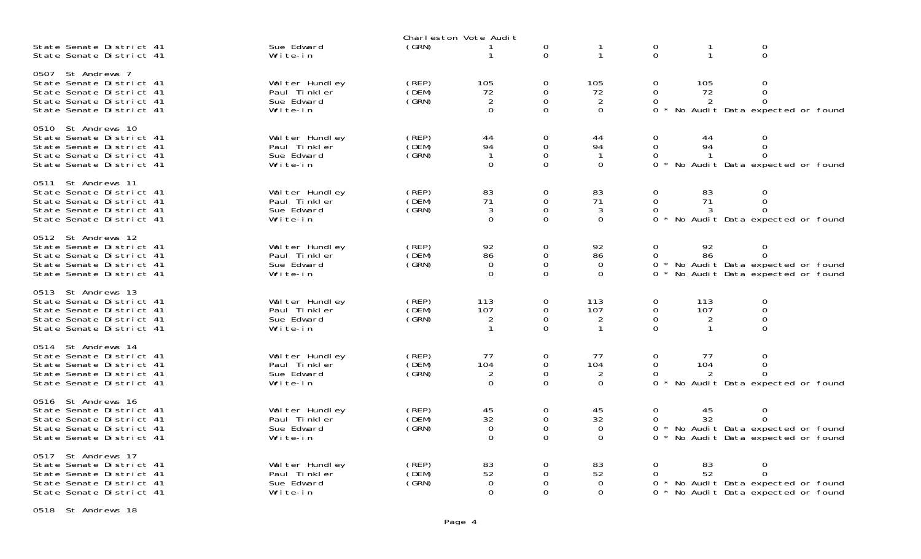Charleston Vote Audit

| | | | | | | | | |
|---|---|---|---|---|---|---|---|---|
| State Senate District 41 | Sue Edward | (GRN) | 1 | 0 | 1 | 0 | 1 | 0 |
| State Senate District 41 | Write-in | | 1 | 0 | 1 | 0 | 1 | 0 |
| **0507 St Andrews 7** | | | | | | | | |
| State Senate District 41 | Walter Hundley | (REP) | 105 | 0 | 105 | 0 | 105 | 0 |
| State Senate District 41 | Paul Tinkler | (DEM) | 72 | 0 | 72 | 0 | 72 | 0 |
| State Senate District 41 | Sue Edward | (GRN) | 2 | 0 | 2 | 0 | 2 | 0 |
| State Senate District 41 | Write-in | | 0 | 0 | 0 | 0 * No Audit Data expected or found | | |
| **0510 St Andrews 10** | | | | | | | | |
| State Senate District 41 | Walter Hundley | (REP) | 44 | 0 | 44 | 0 | 44 | 0 |
| State Senate District 41 | Paul Tinkler | (DEM) | 94 | 0 | 94 | 0 | 94 | 0 |
| State Senate District 41 | Sue Edward | (GRN) | 1 | 0 | 1 | 0 | 1 | 0 |
| State Senate District 41 | Write-in | | 0 | 0 | 0 | 0 * No Audit Data expected or found | | |
| **0511 St Andrews 11** | | | | | | | | |
| State Senate District 41 | Walter Hundley | (REP) | 83 | 0 | 83 | 0 | 83 | 0 |
| State Senate District 41 | Paul Tinkler | (DEM) | 71 | 0 | 71 | 0 | 71 | 0 |
| State Senate District 41 | Sue Edward | (GRN) | 3 | 0 | 3 | 0 | 3 | 0 |
| State Senate District 41 | Write-in | | 0 | 0 | 0 | 0 * No Audit Data expected or found | | |
| **0512 St Andrews 12** | | | | | | | | |
| State Senate District 41 | Walter Hundley | (REP) | 92 | 0 | 92 | 0 | 92 | 0 |
| State Senate District 41 | Paul Tinkler | (DEM) | 86 | 0 | 86 | 0 | 86 | 0 |
| State Senate District 41 | Sue Edward | (GRN) | 0 | 0 | 0 | 0 * No Audit Data expected or found | | |
| State Senate District 41 | Write-in | | 0 | 0 | 0 | 0 * No Audit Data expected or found | | |
| **0513 St Andrews 13** | | | | | | | | |
| State Senate District 41 | Walter Hundley | (REP) | 113 | 0 | 113 | 0 | 113 | 0 |
| State Senate District 41 | Paul Tinkler | (DEM) | 107 | 0 | 107 | 0 | 107 | 0 |
| State Senate District 41 | Sue Edward | (GRN) | 2 | 0 | 2 | 0 | 2 | 0 |
| State Senate District 41 | Write-in | | 1 | 0 | 1 | 0 | 1 | 0 |
| **0514 St Andrews 14** | | | | | | | | |
| State Senate District 41 | Walter Hundley | (REP) | 77 | 0 | 77 | 0 | 77 | 0 |
| State Senate District 41 | Paul Tinkler | (DEM) | 104 | 0 | 104 | 0 | 104 | 0 |
| State Senate District 41 | Sue Edward | (GRN) | 2 | 0 | 2 | 0 | 2 | 0 |
| State Senate District 41 | Write-in | | 0 | 0 | 0 | 0 * No Audit Data expected or found | | |
| **0516 St Andrews 16** | | | | | | | | |
| State Senate District 41 | Walter Hundley | (REP) | 45 | 0 | 45 | 0 | 45 | 0 |
| State Senate District 41 | Paul Tinkler | (DEM) | 32 | 0 | 32 | 0 | 32 | 0 |
| State Senate District 41 | Sue Edward | (GRN) | 0 | 0 | 0 | 0 * No Audit Data expected or found | | |
| State Senate District 41 | Write-in | | 0 | 0 | 0 | 0 * No Audit Data expected or found | | |
| **0517 St Andrews 17** | | | | | | | | |
| State Senate District 41 | Walter Hundley | (REP) | 83 | 0 | 83 | 0 | 83 | 0 |
| State Senate District 41 | Paul Tinkler | (DEM) | 52 | 0 | 52 | 0 | 52 | 0 |
| State Senate District 41 | Sue Edward | (GRN) | 0 | 0 | 0 | 0 * No Audit Data expected or found | | |
| State Senate District 41 | Write-in | | 0 | 0 | 0 | 0 * No Audit Data expected or found | | |

0518 St Andrews 18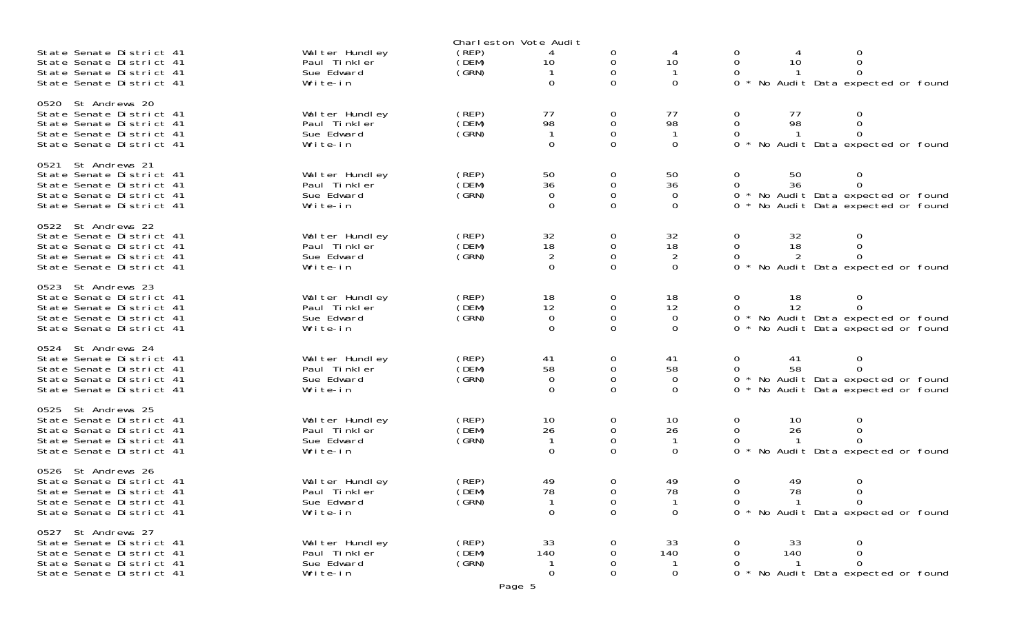Charleston Vote Audit

| | | | | | | | | |
|---|---|---|---|---|---|---|---|---|
| State Senate District 41 | Walter Hundley | (REP) | 4 | 0 | 4 | 0 | 4 | 0 |
| State Senate District 41 | Paul Tinkler | (DEM) | 10 | 0 | 10 | 0 | 10 | 0 |
| State Senate District 41 | Sue Edward | (GRN) | 1 | 0 | 1 | 0 | 1 | 0 |
| State Senate District 41 | Write-in | | 0 | 0 | 0 | 0 * No Audit Data expected or found | | |
| **0520 St Andrews 20** | | | | | | | | |
| State Senate District 41 | Walter Hundley | (REP) | 77 | 0 | 77 | 0 | 77 | 0 |
| State Senate District 41 | Paul Tinkler | (DEM) | 98 | 0 | 98 | 0 | 98 | 0 |
| State Senate District 41 | Sue Edward | (GRN) | 1 | 0 | 1 | 0 | 1 | 0 |
| State Senate District 41 | Write-in | | 0 | 0 | 0 | 0 * No Audit Data expected or found | | |
| **0521 St Andrews 21** | | | | | | | | |
| State Senate District 41 | Walter Hundley | (REP) | 50 | 0 | 50 | 0 | 50 | 0 |
| State Senate District 41 | Paul Tinkler | (DEM) | 36 | 0 | 36 | 0 | 36 | 0 |
| State Senate District 41 | Sue Edward | (GRN) | 0 | 0 | 0 | 0 * No Audit Data expected or found | | |
| State Senate District 41 | Write-in | | 0 | 0 | 0 | 0 * No Audit Data expected or found | | |
| **0522 St Andrews 22** | | | | | | | | |
| State Senate District 41 | Walter Hundley | (REP) | 32 | 0 | 32 | 0 | 32 | 0 |
| State Senate District 41 | Paul Tinkler | (DEM) | 18 | 0 | 18 | 0 | 18 | 0 |
| State Senate District 41 | Sue Edward | (GRN) | 2 | 0 | 2 | 0 | 2 | 0 |
| State Senate District 41 | Write-in | | 0 | 0 | 0 | 0 * No Audit Data expected or found | | |
| **0523 St Andrews 23** | | | | | | | | |
| State Senate District 41 | Walter Hundley | (REP) | 18 | 0 | 18 | 0 | 18 | 0 |
| State Senate District 41 | Paul Tinkler | (DEM) | 12 | 0 | 12 | 0 | 12 | 0 |
| State Senate District 41 | Sue Edward | (GRN) | 0 | 0 | 0 | 0 * No Audit Data expected or found | | |
| State Senate District 41 | Write-in | | 0 | 0 | 0 | 0 * No Audit Data expected or found | | |
| **0524 St Andrews 24** | | | | | | | | |
| State Senate District 41 | Walter Hundley | (REP) | 41 | 0 | 41 | 0 | 41 | 0 |
| State Senate District 41 | Paul Tinkler | (DEM) | 58 | 0 | 58 | 0 | 58 | 0 |
| State Senate District 41 | Sue Edward | (GRN) | 0 | 0 | 0 | 0 * No Audit Data expected or found | | |
| State Senate District 41 | Write-in | | 0 | 0 | 0 | 0 * No Audit Data expected or found | | |
| **0525 St Andrews 25** | | | | | | | | |
| State Senate District 41 | Walter Hundley | (REP) | 10 | 0 | 10 | 0 | 10 | 0 |
| State Senate District 41 | Paul Tinkler | (DEM) | 26 | 0 | 26 | 0 | 26 | 0 |
| State Senate District 41 | Sue Edward | (GRN) | 1 | 0 | 1 | 0 | 1 | 0 |
| State Senate District 41 | Write-in | | 0 | 0 | 0 | 0 * No Audit Data expected or found | | |
| **0526 St Andrews 26** | | | | | | | | |
| State Senate District 41 | Walter Hundley | (REP) | 49 | 0 | 49 | 0 | 49 | 0 |
| State Senate District 41 | Paul Tinkler | (DEM) | 78 | 0 | 78 | 0 | 78 | 0 |
| State Senate District 41 | Sue Edward | (GRN) | 1 | 0 | 1 | 0 | 1 | 0 |
| State Senate District 41 | Write-in | | 0 | 0 | 0 | 0 * No Audit Data expected or found | | |
| **0527 St Andrews 27** | | | | | | | | |
| State Senate District 41 | Walter Hundley | (REP) | 33 | 0 | 33 | 0 | 33 | 0 |
| State Senate District 41 | Paul Tinkler | (DEM) | 140 | 0 | 140 | 0 | 140 | 0 |
| State Senate District 41 | Sue Edward | (GRN) | 1 | 0 | 1 | 0 | 1 | 0 |
| State Senate District 41 | Write-in | | 0 | 0 | 0 | 0 * No Audit Data expected or found | | |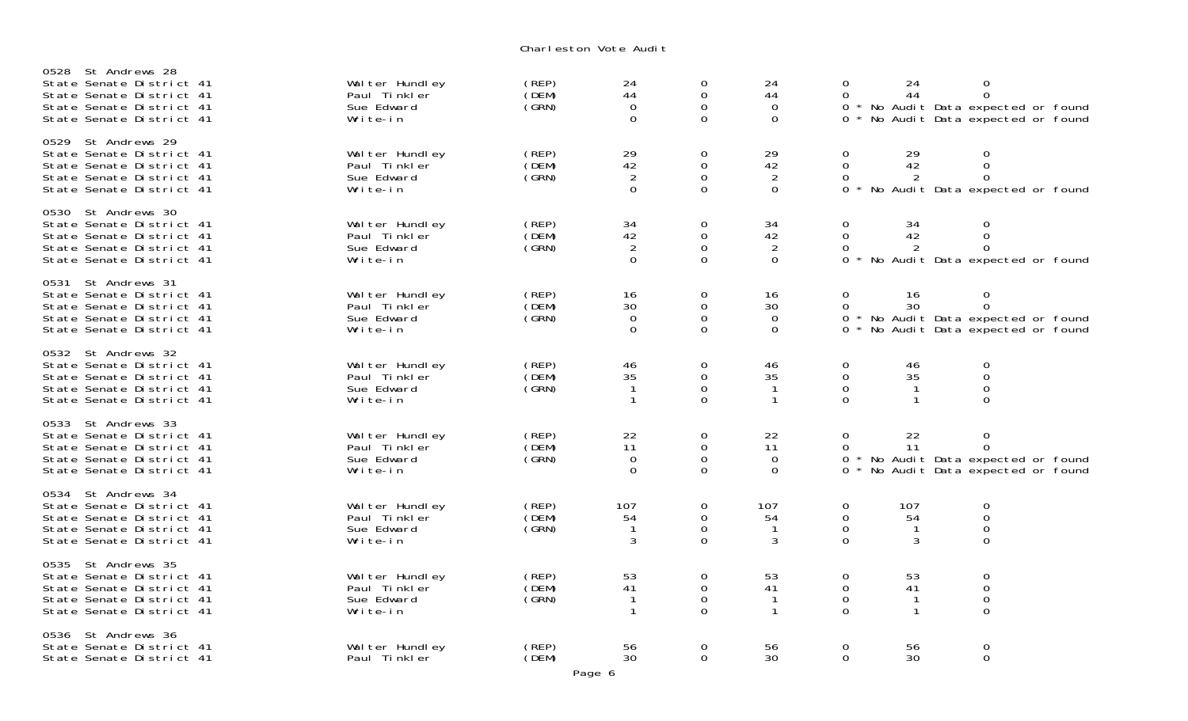Charleston Vote Audit

0528 St Andrews 28

| | | | | | | | | |
|---|---|---|---|---|---|---|---|---|
| State Senate District 41 | Walter Hundley | (REP) | 24 | 0 | 24 | 0 | 24 | 0 |
| State Senate District 41 | Paul Tinkler | (DEM) | 44 | 0 | 44 | 0 | 44 | 0 |
| State Senate District 41 | Sue Edward | (GRN) | 0 | 0 | 0 | 0 * No Audit Data expected or found | | |
| State Senate District 41 | Write-in | | 0 | 0 | 0 | 0 * No Audit Data expected or found | | |

0529 St Andrews 29

| | | | | | | | | |
|---|---|---|---|---|---|---|---|---|
| State Senate District 41 | Walter Hundley | (REP) | 29 | 0 | 29 | 0 | 29 | 0 |
| State Senate District 41 | Paul Tinkler | (DEM) | 42 | 0 | 42 | 0 | 42 | 0 |
| State Senate District 41 | Sue Edward | (GRN) | 2 | 0 | 2 | 0 | 2 | 0 |
| State Senate District 41 | Write-in | | 0 | 0 | 0 | 0 * No Audit Data expected or found | | |

0530 St Andrews 30

| | | | | | | | | |
|---|---|---|---|---|---|---|---|---|
| State Senate District 41 | Walter Hundley | (REP) | 34 | 0 | 34 | 0 | 34 | 0 |
| State Senate District 41 | Paul Tinkler | (DEM) | 42 | 0 | 42 | 0 | 42 | 0 |
| State Senate District 41 | Sue Edward | (GRN) | 2 | 0 | 2 | 0 | 2 | 0 |
| State Senate District 41 | Write-in | | 0 | 0 | 0 | 0 * No Audit Data expected or found | | |

0531 St Andrews 31

| | | | | | | | | |
|---|---|---|---|---|---|---|---|---|
| State Senate District 41 | Walter Hundley | (REP) | 16 | 0 | 16 | 0 | 16 | 0 |
| State Senate District 41 | Paul Tinkler | (DEM) | 30 | 0 | 30 | 0 | 30 | 0 |
| State Senate District 41 | Sue Edward | (GRN) | 0 | 0 | 0 | 0 * No Audit Data expected or found | | |
| State Senate District 41 | Write-in | | 0 | 0 | 0 | 0 * No Audit Data expected or found | | |

0532 St Andrews 32

| | | | | | | | | |
|---|---|---|---|---|---|---|---|---|
| State Senate District 41 | Walter Hundley | (REP) | 46 | 0 | 46 | 0 | 46 | 0 |
| State Senate District 41 | Paul Tinkler | (DEM) | 35 | 0 | 35 | 0 | 35 | 0 |
| State Senate District 41 | Sue Edward | (GRN) | 1 | 0 | 1 | 0 | 1 | 0 |
| State Senate District 41 | Write-in | | 1 | 0 | 1 | 0 | 1 | 0 |

0533 St Andrews 33

| | | | | | | | | |
|---|---|---|---|---|---|---|---|---|
| State Senate District 41 | Walter Hundley | (REP) | 22 | 0 | 22 | 0 | 22 | 0 |
| State Senate District 41 | Paul Tinkler | (DEM) | 11 | 0 | 11 | 0 | 11 | 0 |
| State Senate District 41 | Sue Edward | (GRN) | 0 | 0 | 0 | 0 * No Audit Data expected or found | | |
| State Senate District 41 | Write-in | | 0 | 0 | 0 | 0 * No Audit Data expected or found | | |

0534 St Andrews 34

| | | | | | | | | |
|---|---|---|---|---|---|---|---|---|
| State Senate District 41 | Walter Hundley | (REP) | 107 | 0 | 107 | 0 | 107 | 0 |
| State Senate District 41 | Paul Tinkler | (DEM) | 54 | 0 | 54 | 0 | 54 | 0 |
| State Senate District 41 | Sue Edward | (GRN) | 1 | 0 | 1 | 0 | 1 | 0 |
| State Senate District 41 | Write-in | | 3 | 0 | 3 | 0 | 3 | 0 |

0535 St Andrews 35

| | | | | | | | | |
|---|---|---|---|---|---|---|---|---|
| State Senate District 41 | Walter Hundley | (REP) | 53 | 0 | 53 | 0 | 53 | 0 |
| State Senate District 41 | Paul Tinkler | (DEM) | 41 | 0 | 41 | 0 | 41 | 0 |
| State Senate District 41 | Sue Edward | (GRN) | 1 | 0 | 1 | 0 | 1 | 0 |
| State Senate District 41 | Write-in | | 1 | 0 | 1 | 0 | 1 | 0 |

0536 St Andrews 36

| | | | | | | | | |
|---|---|---|---|---|---|---|---|---|
| State Senate District 41 | Walter Hundley | (REP) | 56 | 0 | 56 | 0 | 56 | 0 |
| State Senate District 41 | Paul Tinkler | (DEM) | 30 | 0 | 30 | 0 | 30 | 0 |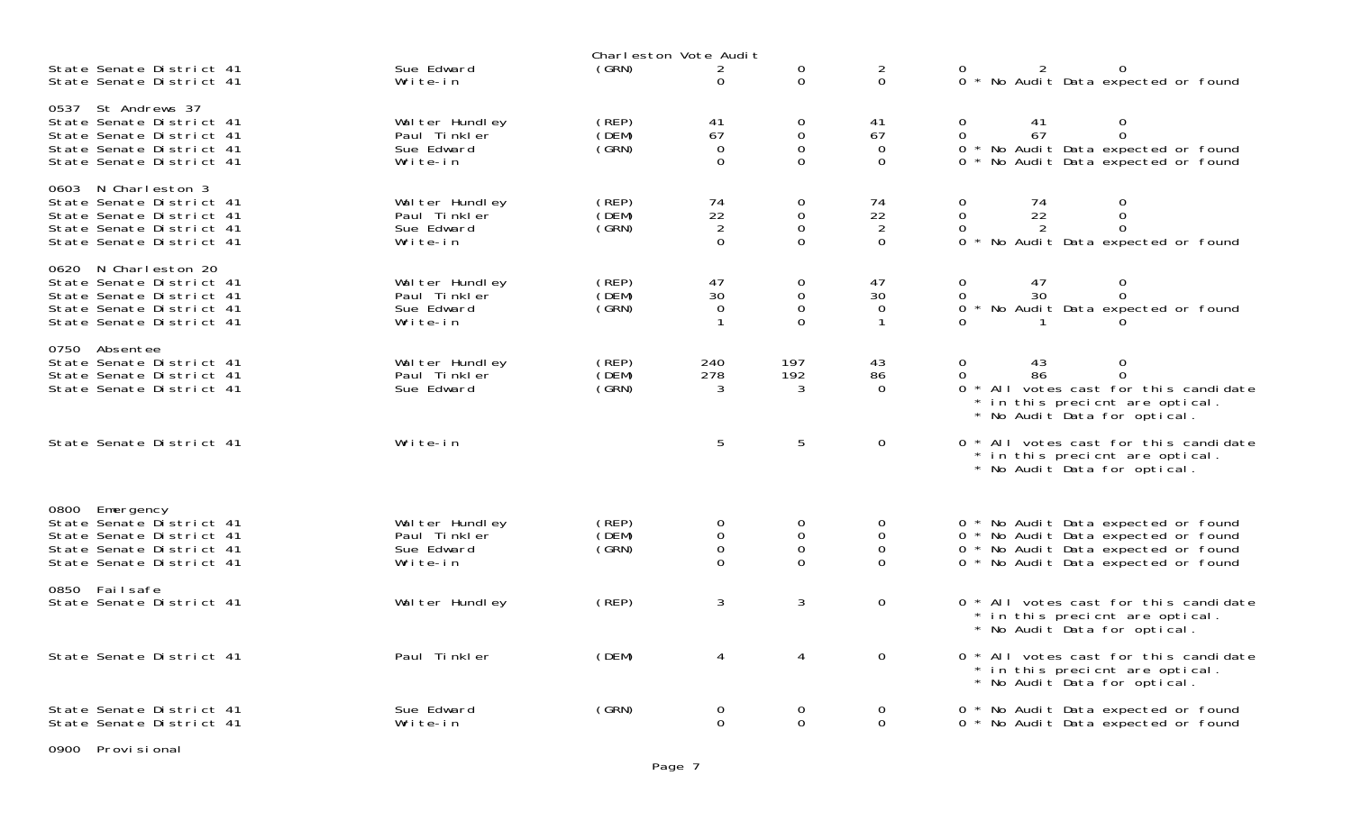Charleston Vote Audit

| Contest | Candidate | Party | | | | | | | Note |
|---|---|---|---|---|---|---|---|---|---|
| State Senate District 41 | Sue Edward | (GRN) | 2 | 0 | 2 | 0 | 2 | 0 | |
| State Senate District 41 | Write-in | | 0 | 0 | 0 | 0 | | | * No Audit Data expected or found |
| **0537 St Andrews 37** | | | | | | | | | |
| State Senate District 41 | Walter Hundley | (REP) | 41 | 0 | 41 | 0 | 41 | 0 | |
| State Senate District 41 | Paul Tinkler | (DEM) | 67 | 0 | 67 | 0 | 67 | 0 | |
| State Senate District 41 | Sue Edward | (GRN) | 0 | 0 | 0 | 0 | | | * No Audit Data expected or found |
| State Senate District 41 | Write-in | | 0 | 0 | 0 | 0 | | | * No Audit Data expected or found |
| **0603 N Charleston 3** | | | | | | | | | |
| State Senate District 41 | Walter Hundley | (REP) | 74 | 0 | 74 | 0 | 74 | 0 | |
| State Senate District 41 | Paul Tinkler | (DEM) | 22 | 0 | 22 | 0 | 22 | 0 | |
| State Senate District 41 | Sue Edward | (GRN) | 2 | 0 | 2 | 0 | 2 | 0 | |
| State Senate District 41 | Write-in | | 0 | 0 | 0 | 0 | | | * No Audit Data expected or found |
| **0620 N Charleston 20** | | | | | | | | | |
| State Senate District 41 | Walter Hundley | (REP) | 47 | 0 | 47 | 0 | 47 | 0 | |
| State Senate District 41 | Paul Tinkler | (DEM) | 30 | 0 | 30 | 0 | 30 | 0 | |
| State Senate District 41 | Sue Edward | (GRN) | 0 | 0 | 0 | 0 | | | * No Audit Data expected or found |
| State Senate District 41 | Write-in | | 1 | 0 | 1 | 0 | 1 | 0 | |
| **0750 Absentee** | | | | | | | | | |
| State Senate District 41 | Walter Hundley | (REP) | 240 | 197 | 43 | 0 | 43 | 0 | |
| State Senate District 41 | Paul Tinkler | (DEM) | 278 | 192 | 86 | 0 | 86 | 0 | |
| State Senate District 41 | Sue Edward | (GRN) | 3 | 3 | 0 | 0 | | | * All votes cast for this candidate * in this precicnt are optical. * No Audit Data for optical. |
| State Senate District 41 | Write-in | | 5 | 5 | 0 | 0 | | | * All votes cast for this candidate * in this precicnt are optical. * No Audit Data for optical. |
| **0800 Emergency** | | | | | | | | | |
| State Senate District 41 | Walter Hundley | (REP) | 0 | 0 | 0 | 0 | | | * No Audit Data expected or found |
| State Senate District 41 | Paul Tinkler | (DEM) | 0 | 0 | 0 | 0 | | | * No Audit Data expected or found |
| State Senate District 41 | Sue Edward | (GRN) | 0 | 0 | 0 | 0 | | | * No Audit Data expected or found |
| State Senate District 41 | Write-in | | 0 | 0 | 0 | 0 | | | * No Audit Data expected or found |
| **0850 Failsafe** | | | | | | | | | |
| State Senate District 41 | Walter Hundley | (REP) | 3 | 3 | 0 | 0 | | | * All votes cast for this candidate * in this precicnt are optical. * No Audit Data for optical. |
| State Senate District 41 | Paul Tinkler | (DEM) | 4 | 4 | 0 | 0 | | | * All votes cast for this candidate * in this precicnt are optical. * No Audit Data for optical. |
| State Senate District 41 | Sue Edward | (GRN) | 0 | 0 | 0 | 0 | | | * No Audit Data expected or found |
| State Senate District 41 | Write-in | | 0 | 0 | 0 | 0 | | | * No Audit Data expected or found |
| **0900 Provisional** | | | | | | | | | |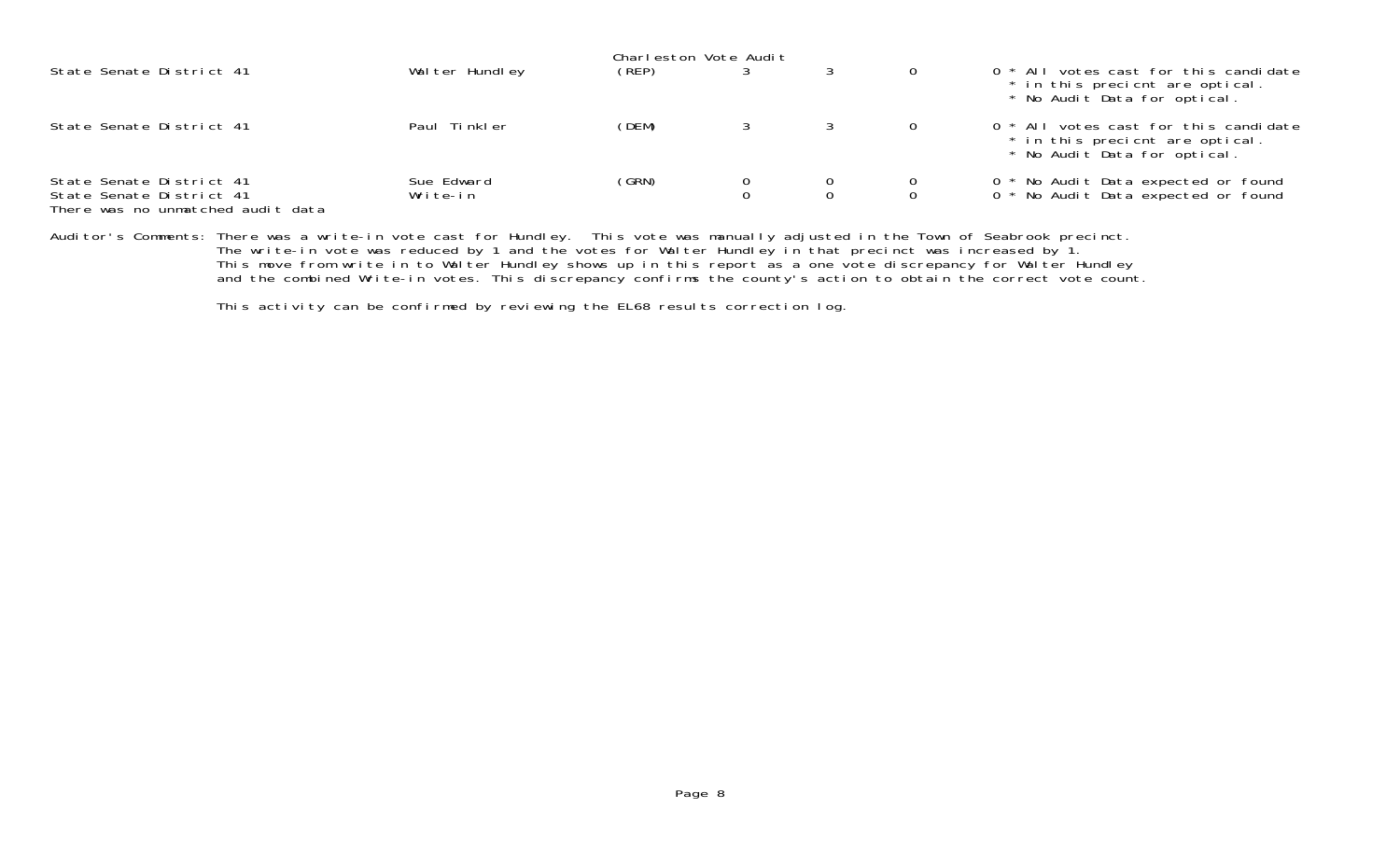Charleston Vote Audit

| Contest | Candidate | Party | | | | |
|---|---|---|---|---|---|---|
| State Senate District 41 | Walter Hundley | (REP) | 3 | 3 | 0 | 0 * All votes cast for this candidate * in this precicnt are optical. * No Audit Data for optical. |
| State Senate District 41 | Paul Tinkler | (DEM) | 3 | 3 | 0 | 0 * All votes cast for this candidate * in this precicnt are optical. * No Audit Data for optical. |
| State Senate District 41 | Sue Edward | (GRN) | 0 | 0 | 0 | 0 * No Audit Data expected or found |
| State Senate District 41 | Write-in | | 0 | 0 | 0 | 0 * No Audit Data expected or found |

There was no unmatched audit data

Auditor's Comments: There was a write-in vote cast for Hundley. This vote was manually adjusted in the Town of Seabrook precinct. The write-in vote was reduced by 1 and the votes for Walter Hundley in that precinct was increased by 1. This move from write in to Walter Hundley shows up in this report as a one vote discrepancy for Walter Hundley and the combined Write-in votes. This discrepancy confirms the county's action to obtain the correct vote count.

This activity can be confirmed by reviewing the EL68 results correction log.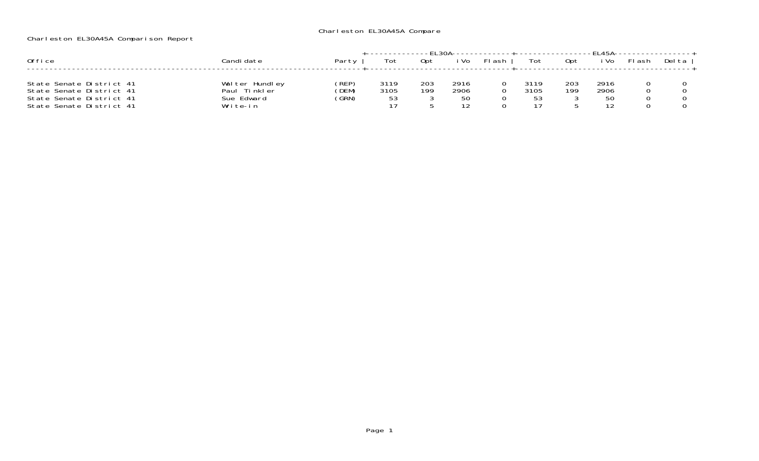Charleston EL30A45A Compare

Charleston EL30A45A Comparison Report

| Office | Candidate | Party | EL30A Tot | EL30A Opt | EL30A iVo | EL30A Flash | EL45A Tot | EL45A Opt | EL45A iVo | EL45A Flash | Delta |
|---|---|---|---|---|---|---|---|---|---|---|---|
| State Senate District 41 | Walter Hundley | (REP) | 3119 | 203 | 2916 | 0 | 3119 | 203 | 2916 | 0 | 0 |
| State Senate District 41 | Paul Tinkler | (DEM) | 3105 | 199 | 2906 | 0 | 3105 | 199 | 2906 | 0 | 0 |
| State Senate District 41 | Sue Edward | (GRN) | 53 | 3 | 50 | 0 | 53 | 3 | 50 | 0 | 0 |
| State Senate District 41 | Write-in | | 17 | 5 | 12 | 0 | 17 | 5 | 12 | 0 | 0 |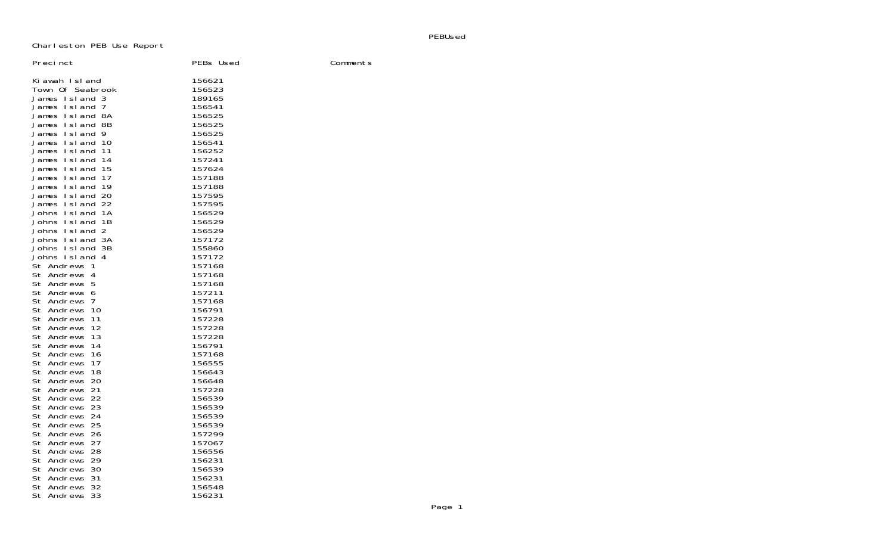Charleston PEB Use Report

| Precinct | PEBs Used | Comments |
|---|---|---|
| Kiawah Island | 156621 | |
| Town Of Seabrook | 156523 | |
| James Island 3 | 189165 | |
| James Island 7 | 156541 | |
| James Island 8A | 156525 | |
| James Island 8B | 156525 | |
| James Island 9 | 156525 | |
| James Island 10 | 156541 | |
| James Island 11 | 156252 | |
| James Island 14 | 157241 | |
| James Island 15 | 157624 | |
| James Island 17 | 157188 | |
| James Island 19 | 157188 | |
| James Island 20 | 157595 | |
| James Island 22 | 157595 | |
| Johns Island 1A | 156529 | |
| Johns Island 1B | 156529 | |
| Johns Island 2 | 156529 | |
| Johns Island 3A | 157172 | |
| Johns Island 3B | 155860 | |
| Johns Island 4 | 157172 | |
| St Andrews 1 | 157168 | |
| St Andrews 4 | 157168 | |
| St Andrews 5 | 157168 | |
| St Andrews 6 | 157211 | |
| St Andrews 7 | 157168 | |
| St Andrews 10 | 156791 | |
| St Andrews 11 | 157228 | |
| St Andrews 12 | 157228 | |
| St Andrews 13 | 157228 | |
| St Andrews 14 | 156791 | |
| St Andrews 16 | 157168 | |
| St Andrews 17 | 156555 | |
| St Andrews 18 | 156643 | |
| St Andrews 20 | 156648 | |
| St Andrews 21 | 157228 | |
| St Andrews 22 | 156539 | |
| St Andrews 23 | 156539 | |
| St Andrews 24 | 156539 | |
| St Andrews 25 | 156539 | |
| St Andrews 26 | 157299 | |
| St Andrews 27 | 157067 | |
| St Andrews 28 | 156556 | |
| St Andrews 29 | 156231 | |
| St Andrews 30 | 156539 | |
| St Andrews 31 | 156231 | |
| St Andrews 32 | 156548 | |
| St Andrews 33 | 156231 | |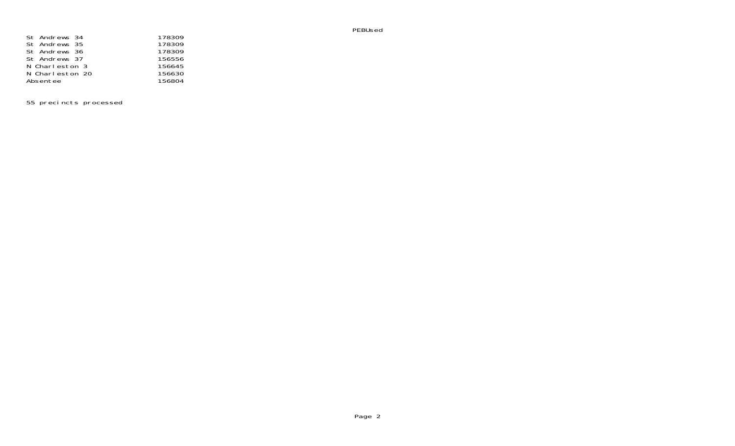PEBUsed

| | |
|---|---|
| St Andrews 34 | 178309 |
| St Andrews 35 | 178309 |
| St Andrews 36 | 178309 |
| St Andrews 37 | 156556 |
| N Charleston 3 | 156645 |
| N Charleston 20 | 156630 |
| Absentee | 156804 |

55 precincts processed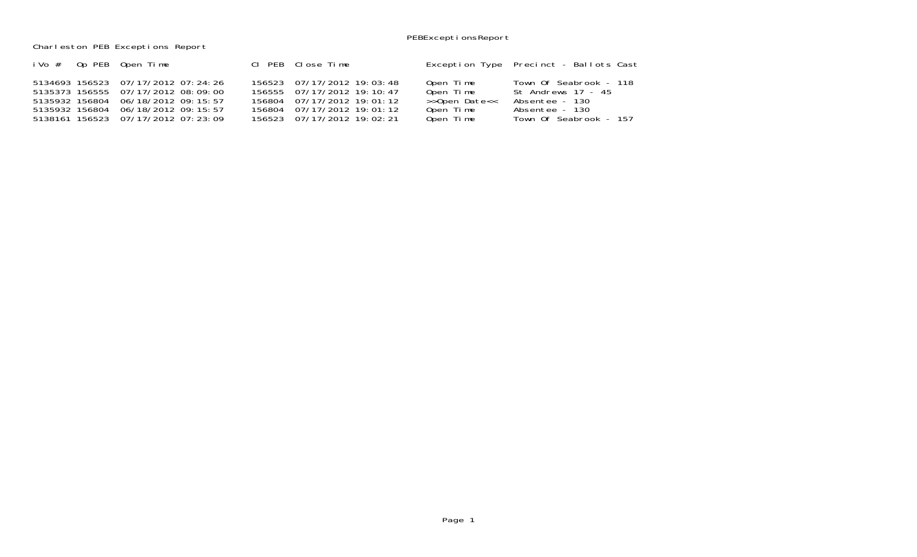PEBExceptionsReport

Charleston PEB Exceptions Report

| iVo # | Op PEB | Open Time | Cl PEB | Close Time | Exception Type | Precinct - Ballots Cast |
|---|---|---|---|---|---|---|
| 5134693 | 156523 | 07/17/2012 07:24:26 | 156523 | 07/17/2012 19:03:48 | Open Time | Town Of Seabrook - 118 |
| 5135373 | 156555 | 07/17/2012 08:09:00 | 156555 | 07/17/2012 19:10:47 | Open Time | St Andrews 17 - 45 |
| 5135932 | 156804 | 06/18/2012 09:15:57 | 156804 | 07/17/2012 19:01:12 | >>Open Date<< | Absentee - 130 |
| 5135932 | 156804 | 06/18/2012 09:15:57 | 156804 | 07/17/2012 19:01:12 | Open Time | Absentee - 130 |
| 5138161 | 156523 | 07/17/2012 07:23:09 | 156523 | 07/17/2012 19:02:21 | Open Time | Town Of Seabrook - 157 |